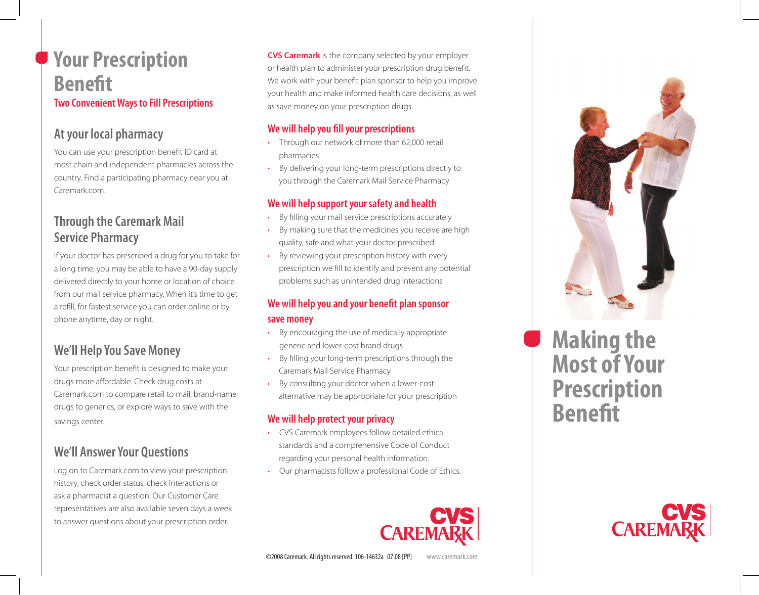# Your Prescription Benefit

## Two Convenient Ways to Fill Prescriptions

### At your local pharmacy

You can use your prescription benefit ID card at most chain and independent pharmacies across the country. Find a participating pharmacy near you at Caremark.com.

### Through the Caremark Mail Service Pharmacy

If your doctor has prescribed a drug for you to take for a long time, you may be able to have a 90-day supply delivered directly to your home or location of choice from our mail service pharmacy. When it's time to get a refill, for fastest service you can order online or by phone anytime, day or night.

### We'll Help You Save Money

Your prescription benefit is designed to make your drugs more affordable. Check drug costs at Caremark.com to compare retail to mail, brand-name drugs to generics, or explore ways to save with the savings center.

### We'll Answer Your Questions

Log on to Caremark.com to view your prescription history, check order status, check interactions or ask a pharmacist a question. Our Customer Care representatives are also available seven days a week to answer questions about your prescription order.

**CVS Caremark** is the company selected by your employer or health plan to administer your prescription drug benefit. We work with your benefit plan sponsor to help you improve your health and make informed health care decisions, as well as save money on your prescription drugs.

### We will help you fill your prescriptions

- Through our network of more than 62,000 retail pharmacies
- By delivering your long-term prescriptions directly to you through the Caremark Mail Service Pharmacy

### We will help support your safety and health

- By filling your mail service prescriptions accurately
- By making sure that the medicines you receive are high quality, safe and what your doctor prescribed
- By reviewing your prescription history with every prescription we fill to identify and prevent any potential problems such as unintended drug interactions

### We will help you and your benefit plan sponsor save money

- By encouraging the use of medically appropriate generic and lower-cost brand drugs
- By filling your long-term prescriptions through the Caremark Mail Service Pharmacy
- By consulting your doctor when a lower-cost alternative may be appropriate for your prescription

### We will help protect your privacy

- CVS Caremark employees follow detailed ethical standards and a comprehensive Code of Conduct regarding your personal health information.
- Our pharmacists follow a professional Code of Ethics.

CVS CAREMARK

©2008 Caremark. All rights reserved. 106-14632a 07.08 [PP] www.caremark.com

# Making the Most of Your Prescription Benefit

CVS CAREMARK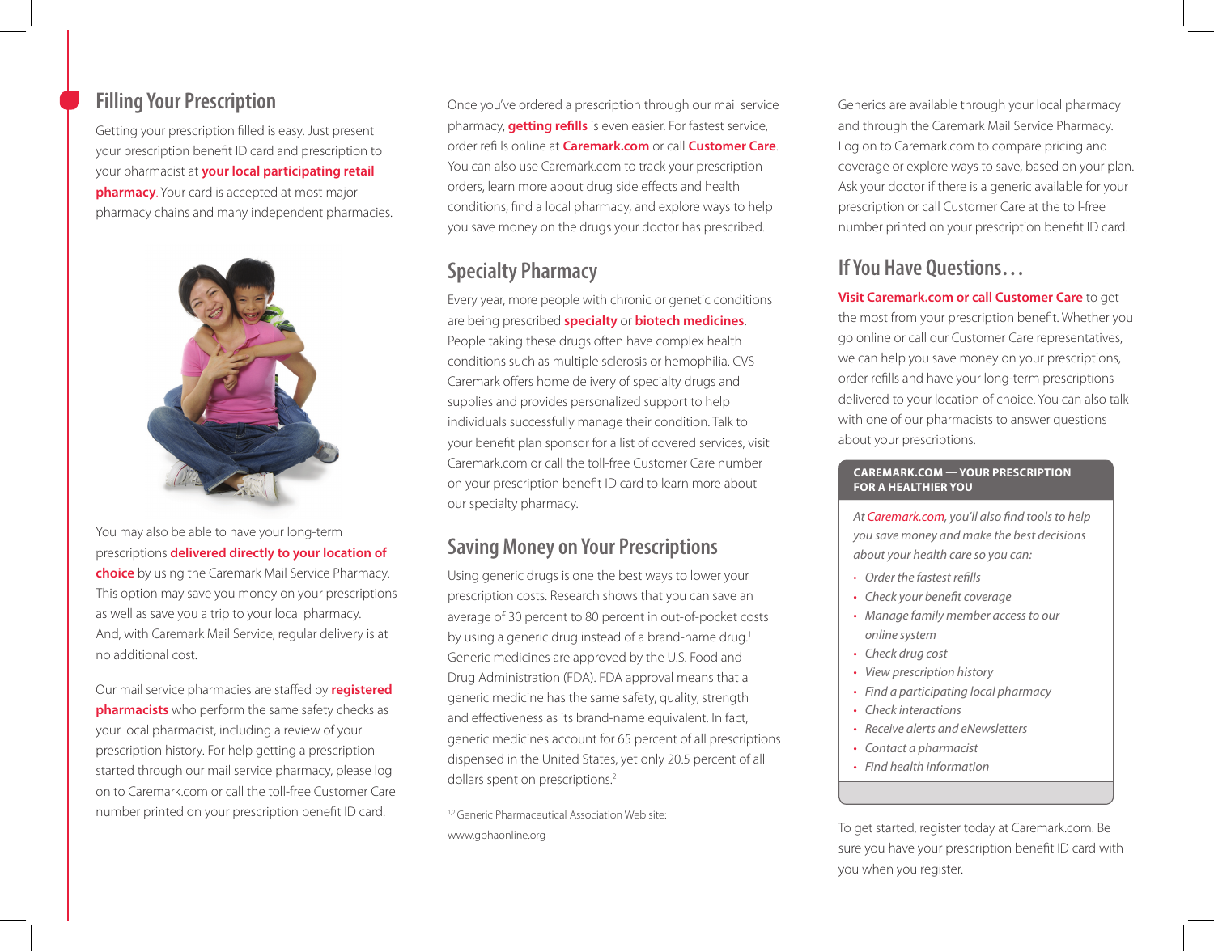## Filling Your Prescription

Getting your prescription filled is easy. Just present your prescription benefit ID card and prescription to your pharmacist at **your local participating retail pharmacy**. Your card is accepted at most major pharmacy chains and many independent pharmacies.

You may also be able to have your long-term prescriptions **delivered directly to your location of choice** by using the Caremark Mail Service Pharmacy. This option may save you money on your prescriptions as well as save you a trip to your local pharmacy. And, with Caremark Mail Service, regular delivery is at no additional cost.

Our mail service pharmacies are staffed by **registered pharmacists** who perform the same safety checks as your local pharmacist, including a review of your prescription history. For help getting a prescription started through our mail service pharmacy, please log on to Caremark.com or call the toll-free Customer Care number printed on your prescription benefit ID card.

Once you've ordered a prescription through our mail service pharmacy, **getting refills** is even easier. For fastest service, order refills online at **Caremark.com** or call **Customer Care**. You can also use Caremark.com to track your prescription orders, learn more about drug side effects and health conditions, find a local pharmacy, and explore ways to help you save money on the drugs your doctor has prescribed.

## Specialty Pharmacy

Every year, more people with chronic or genetic conditions are being prescribed **specialty** or **biotech medicines**. People taking these drugs often have complex health conditions such as multiple sclerosis or hemophilia. CVS Caremark offers home delivery of specialty drugs and supplies and provides personalized support to help individuals successfully manage their condition. Talk to your benefit plan sponsor for a list of covered services, visit Caremark.com or call the toll-free Customer Care number on your prescription benefit ID card to learn more about our specialty pharmacy.

## Saving Money on Your Prescriptions

Using generic drugs is one the best ways to lower your prescription costs. Research shows that you can save an average of 30 percent to 80 percent in out-of-pocket costs by using a generic drug instead of a brand-name drug.[1] Generic medicines are approved by the U.S. Food and Drug Administration (FDA). FDA approval means that a generic medicine has the same safety, quality, strength and effectiveness as its brand-name equivalent. In fact, generic medicines account for 65 percent of all prescriptions dispensed in the United States, yet only 20.5 percent of all dollars spent on prescriptions.[2]

[1,2] Generic Pharmaceutical Association Web site: www.gphaonline.org

Generics are available through your local pharmacy and through the Caremark Mail Service Pharmacy. Log on to Caremark.com to compare pricing and coverage or explore ways to save, based on your plan. Ask your doctor if there is a generic available for your prescription or call Customer Care at the toll-free number printed on your prescription benefit ID card.

## If You Have Questions…

**Visit Caremark.com or call Customer Care** to get the most from your prescription benefit. Whether you go online or call our Customer Care representatives, we can help you save money on your prescriptions, order refills and have your long-term prescriptions delivered to your location of choice. You can also talk with one of our pharmacists to answer questions about your prescriptions.

**CAREMARK.COM — YOUR PRESCRIPTION FOR A HEALTHIER YOU**

*At Caremark.com, you'll also find tools to help you save money and make the best decisions about your health care so you can:*

- *Order the fastest refills*
- *Check your benefit coverage*
- *Manage family member access to our online system*
- *Check drug cost*
- *View prescription history*
- *Find a participating local pharmacy*
- *Check interactions*
- *Receive alerts and eNewsletters*
- *Contact a pharmacist*
- *Find health information*

To get started, register today at Caremark.com. Be sure you have your prescription benefit ID card with you when you register.